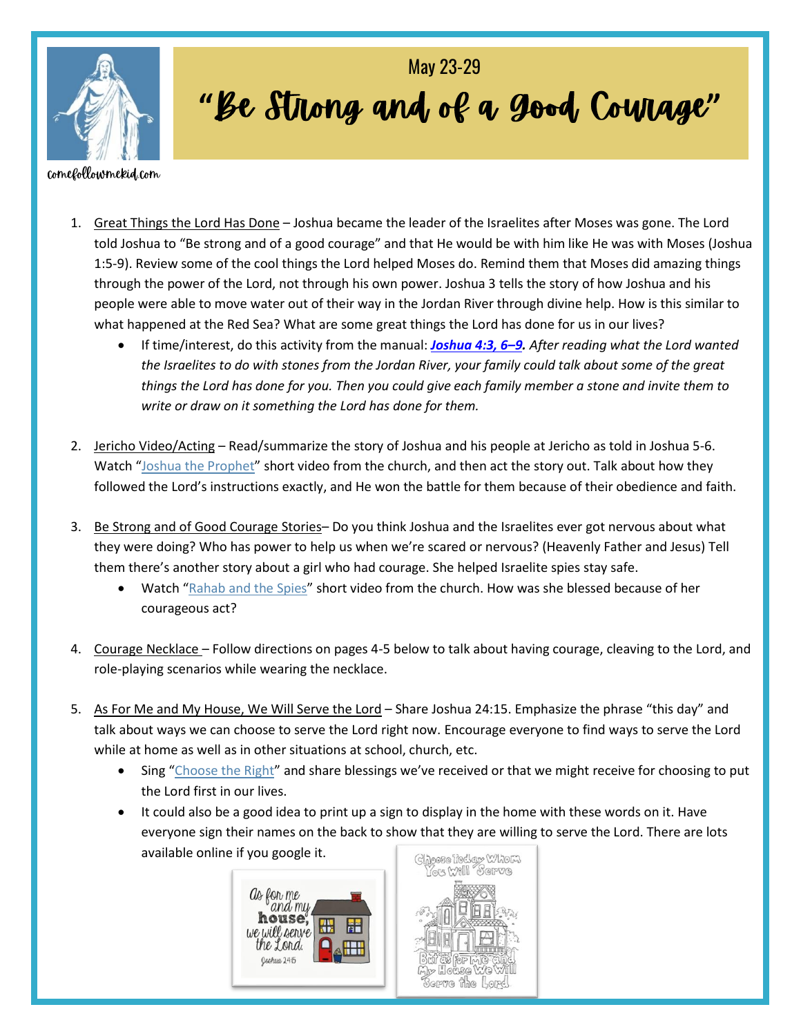comefollowmekid.com

May 23-29

# "Be Strong and of a Good Courage"

1. Great Things the Lord Has Done – Joshua became the leader of the Israelites after Moses was gone. The Lord told Joshua to "Be strong and of a good courage" and that He would be with him like He was with Moses (Joshua 1:5-9). Review some of the cool things the Lord helped Moses do. Remind them that Moses did amazing things through the power of the Lord, not through his own power. Joshua 3 tells the story of how Joshua and his people were able to move water out of their way in the Jordan River through divine help. How is this similar to what happened at the Red Sea? What are some great things the Lord has done for us in our lives?
   - If time/interest, do this activity from the manual: ***Joshua 4:3, 6–9.*** *After reading what the Lord wanted the Israelites to do with stones from the Jordan River, your family could talk about some of the great things the Lord has done for you. Then you could give each family member a stone and invite them to write or draw on it something the Lord has done for them.*

2. Jericho Video/Acting – Read/summarize the story of Joshua and his people at Jericho as told in Joshua 5-6. Watch "Joshua the Prophet" short video from the church, and then act the story out. Talk about how they followed the Lord's instructions exactly, and He won the battle for them because of their obedience and faith.

3. Be Strong and of Good Courage Stories– Do you think Joshua and the Israelites ever got nervous about what they were doing? Who has power to help us when we're scared or nervous? (Heavenly Father and Jesus) Tell them there's another story about a girl who had courage. She helped Israelite spies stay safe.
   - Watch "Rahab and the Spies" short video from the church. How was she blessed because of her courageous act?

4. Courage Necklace – Follow directions on pages 4-5 below to talk about having courage, cleaving to the Lord, and role-playing scenarios while wearing the necklace.

5. As For Me and My House, We Will Serve the Lord – Share Joshua 24:15. Emphasize the phrase "this day" and talk about ways we can choose to serve the Lord right now. Encourage everyone to find ways to serve the Lord while at home as well as in other situations at school, church, etc.
   - Sing "Choose the Right" and share blessings we've received or that we might receive for choosing to put the Lord first in our lives.
   - It could also be a good idea to print up a sign to display in the home with these words on it. Have everyone sign their names on the back to show that they are willing to serve the Lord. There are lots available online if you google it.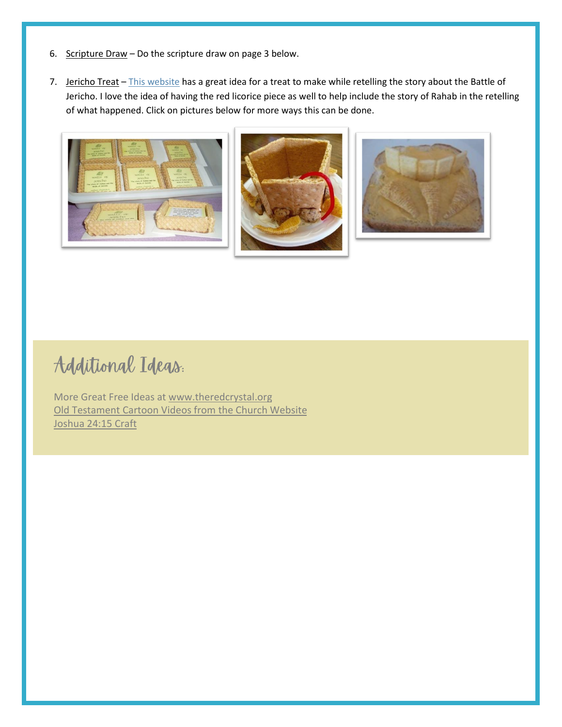6. Scripture Draw – Do the scripture draw on page 3 below.

7. Jericho Treat – This website has a great idea for a treat to make while retelling the story about the Battle of Jericho. I love the idea of having the red licorice piece as well to help include the story of Rahab in the retelling of what happened. Click on pictures below for more ways this can be done.

## Additional Ideas:

More Great Free Ideas at www.theredcrystal.org
Old Testament Cartoon Videos from the Church Website
Joshua 24:15 Craft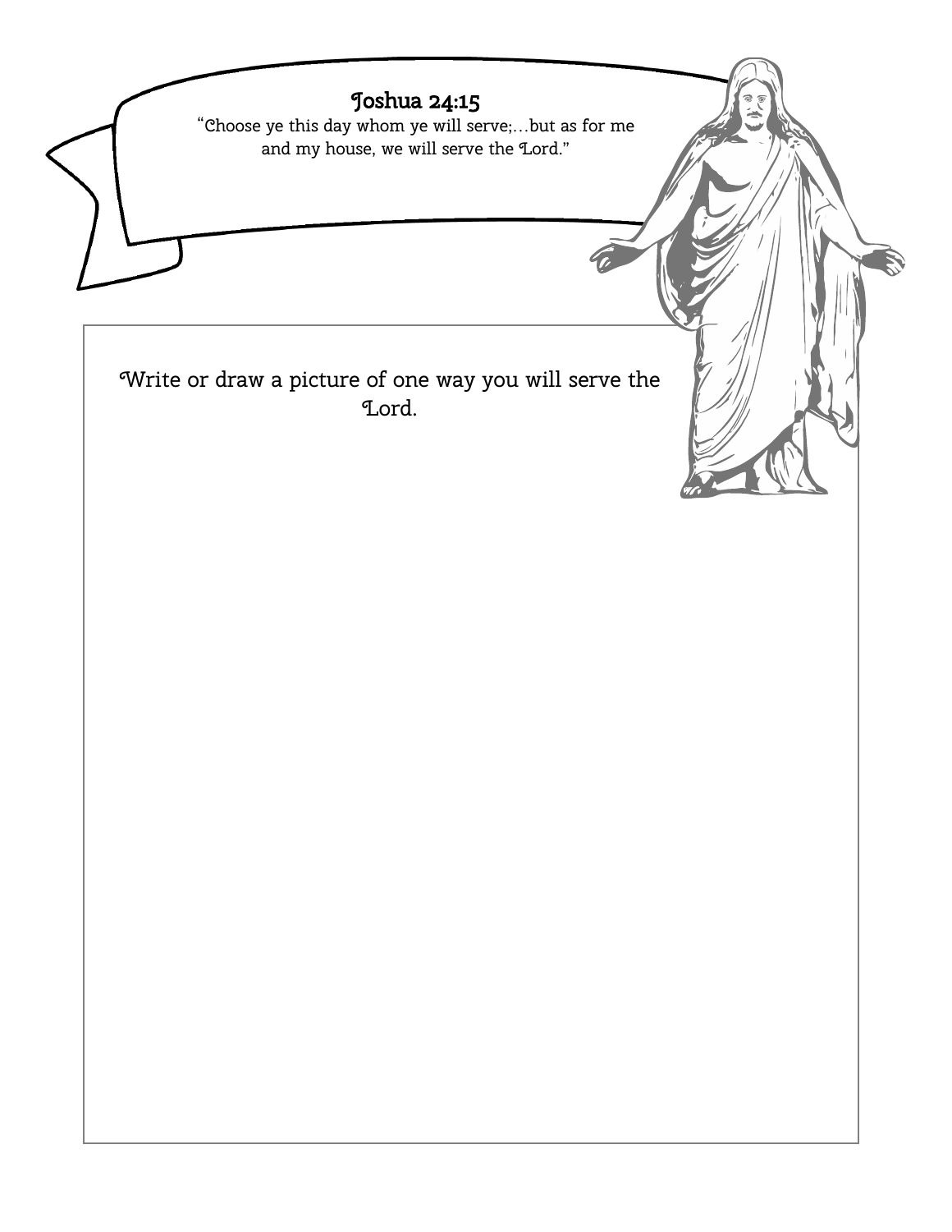**Joshua 24:15**

"Choose ye this day whom ye will serve;…but as for me and my house, we will serve the Lord."

Write or draw a picture of one way you will serve the Lord.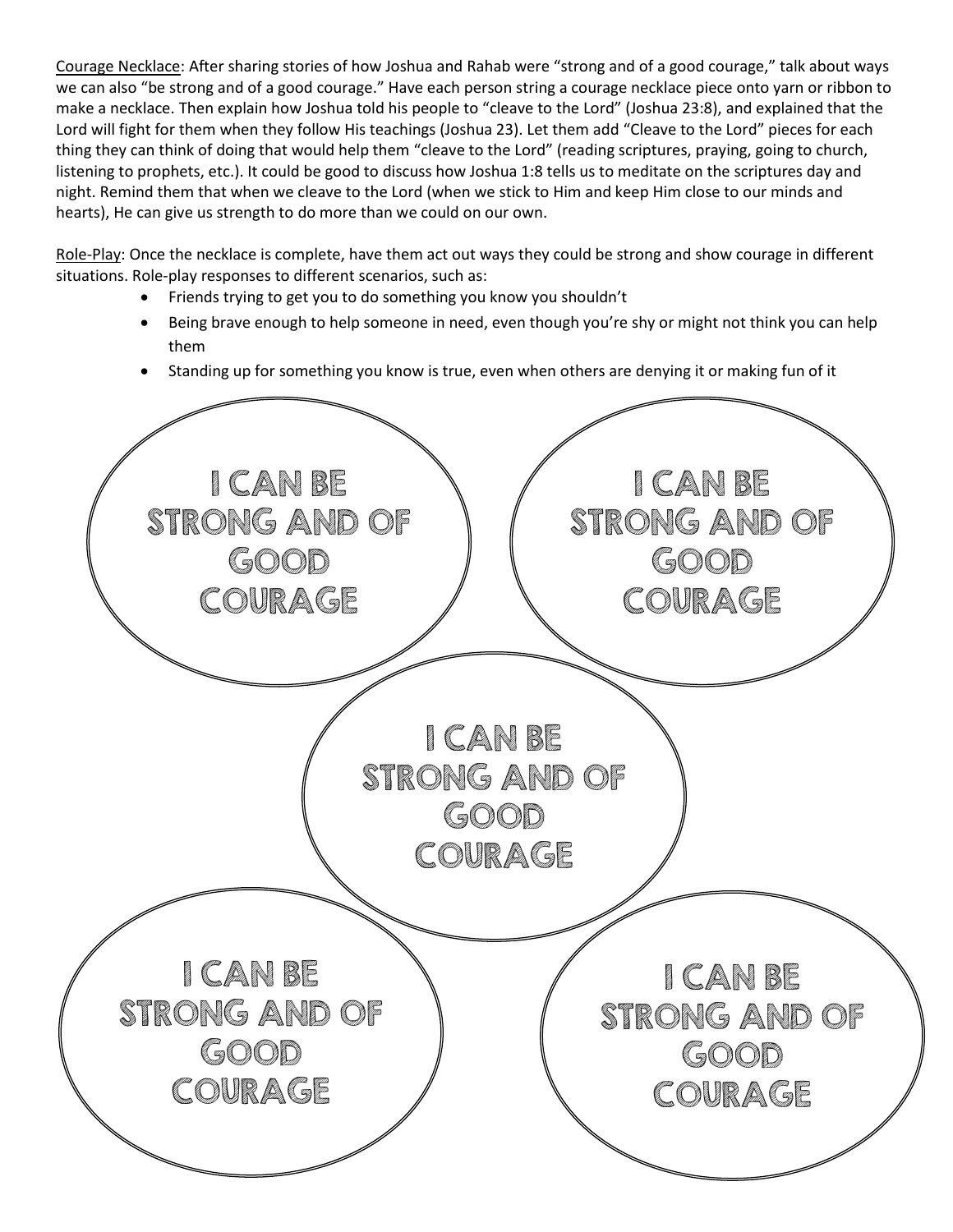<u>Courage Necklace</u>: After sharing stories of how Joshua and Rahab were "strong and of a good courage," talk about ways we can also "be strong and of a good courage." Have each person string a courage necklace piece onto yarn or ribbon to make a necklace. Then explain how Joshua told his people to "cleave to the Lord" (Joshua 23:8), and explained that the Lord will fight for them when they follow His teachings (Joshua 23). Let them add "Cleave to the Lord" pieces for each thing they can think of doing that would help them "cleave to the Lord" (reading scriptures, praying, going to church, listening to prophets, etc.). It could be good to discuss how Joshua 1:8 tells us to meditate on the scriptures day and night. Remind them that when we cleave to the Lord (when we stick to Him and keep Him close to our minds and hearts), He can give us strength to do more than we could on our own.

<u>Role-Play</u>: Once the necklace is complete, have them act out ways they could be strong and show courage in different situations. Role-play responses to different scenarios, such as:

- Friends trying to get you to do something you know you shouldn't
- Being brave enough to help someone in need, even though you're shy or might not think you can help them
- Standing up for something you know is true, even when others are denying it or making fun of it

I CAN BE STRONG AND OF GOOD COURAGE

I CAN BE STRONG AND OF GOOD COURAGE

I CAN BE STRONG AND OF GOOD COURAGE

I CAN BE STRONG AND OF GOOD COURAGE

I CAN BE STRONG AND OF GOOD COURAGE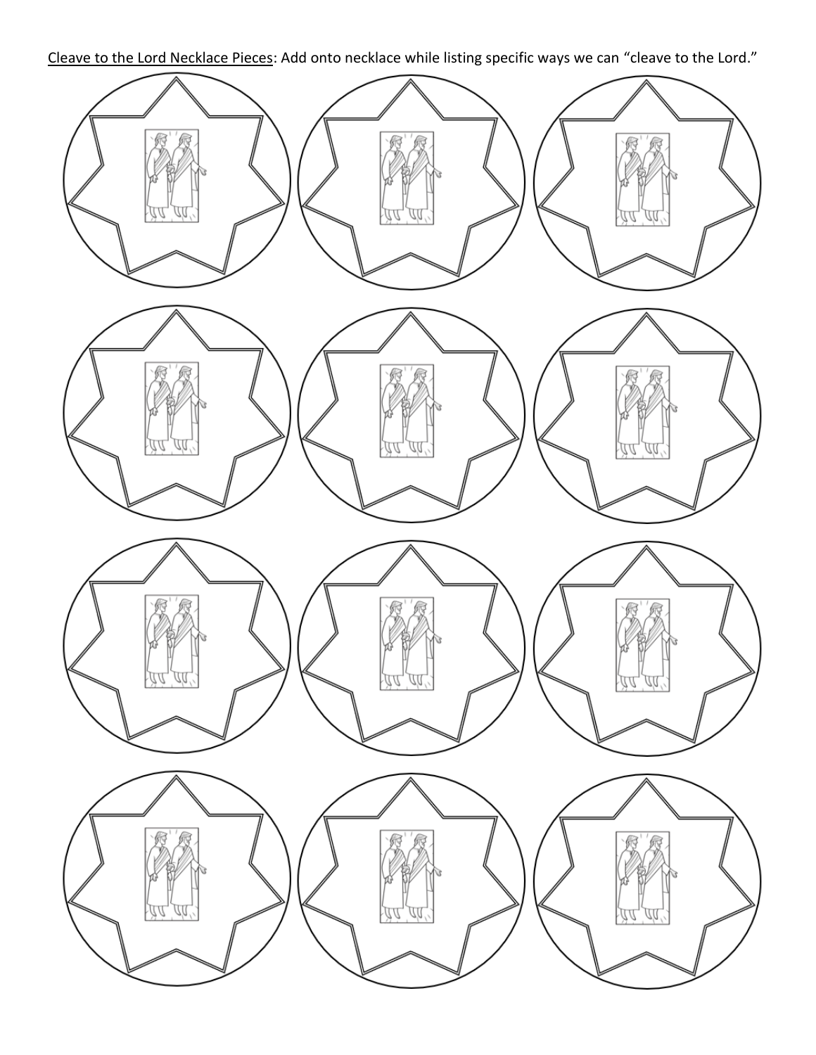<u>Cleave to the Lord Necklace Pieces</u>: Add onto necklace while listing specific ways we can "cleave to the Lord."